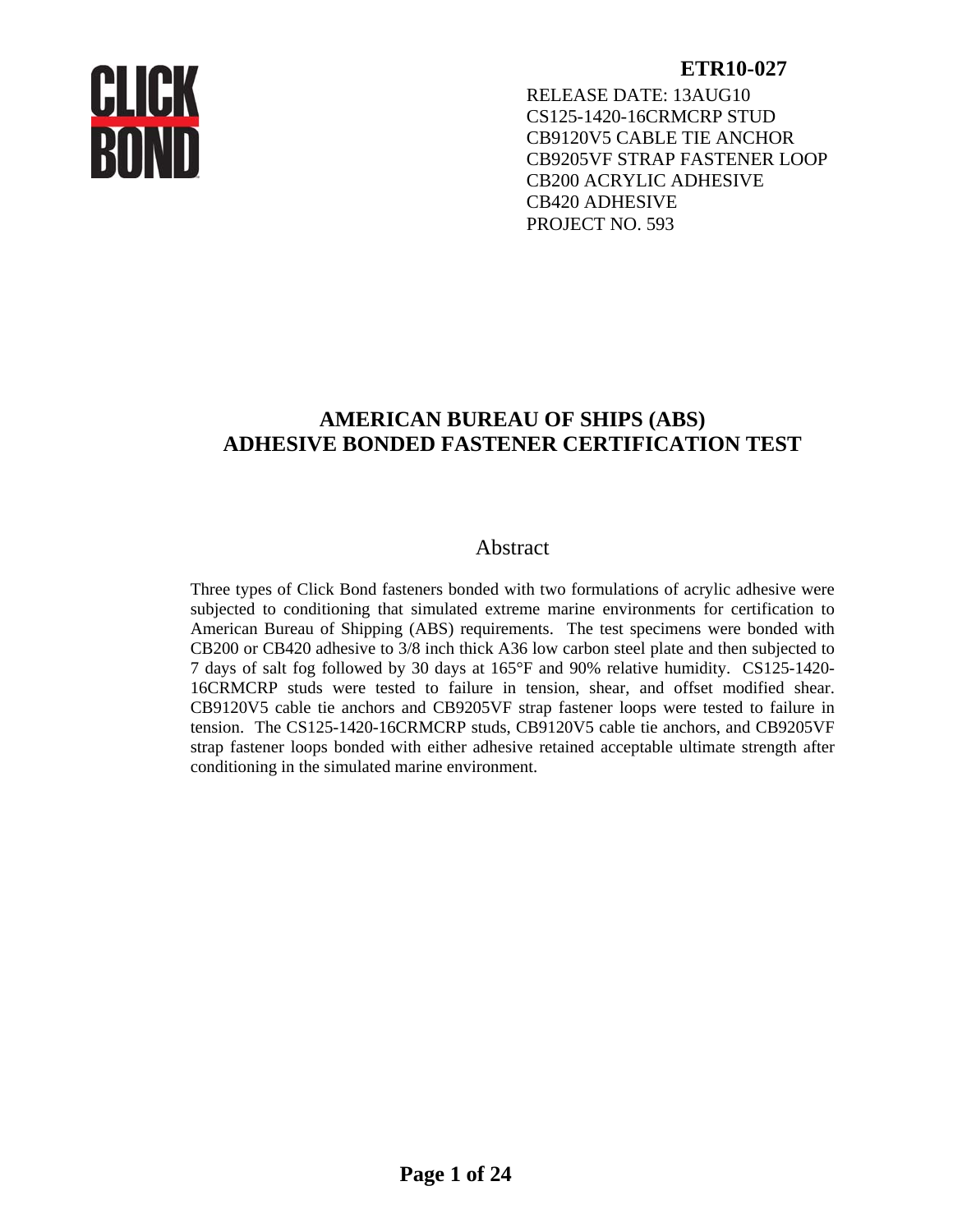**ETR10-027**

RELEASE DATE: 13AUG10
CS125-1420-16CRMCRP STUD
CB9120V5 CABLE TIE ANCHOR
CB9205VF STRAP FASTENER LOOP
CB200 ACRYLIC ADHESIVE
CB420 ADHESIVE
PROJECT NO. 593

# AMERICAN BUREAU OF SHIPS (ABS) ADHESIVE BONDED FASTENER CERTIFICATION TEST

## Abstract

Three types of Click Bond fasteners bonded with two formulations of acrylic adhesive were subjected to conditioning that simulated extreme marine environments for certification to American Bureau of Shipping (ABS) requirements. The test specimens were bonded with CB200 or CB420 adhesive to 3/8 inch thick A36 low carbon steel plate and then subjected to 7 days of salt fog followed by 30 days at 165°F and 90% relative humidity. CS125-1420-16CRMCRP studs were tested to failure in tension, shear, and offset modified shear. CB9120V5 cable tie anchors and CB9205VF strap fastener loops were tested to failure in tension. The CS125-1420-16CRMCRP studs, CB9120V5 cable tie anchors, and CB9205VF strap fastener loops bonded with either adhesive retained acceptable ultimate strength after conditioning in the simulated marine environment.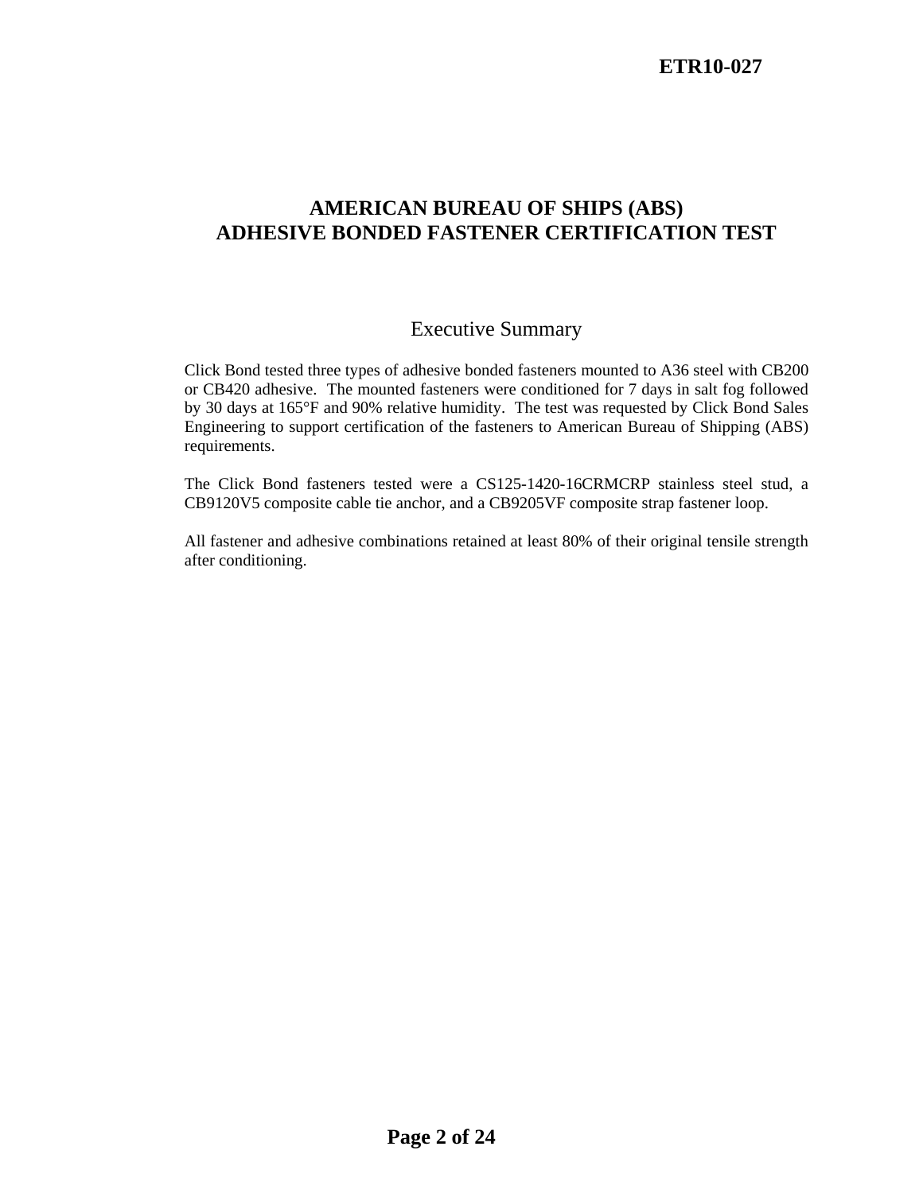# AMERICAN BUREAU OF SHIPS (ABS) ADHESIVE BONDED FASTENER CERTIFICATION TEST

## Executive Summary

Click Bond tested three types of adhesive bonded fasteners mounted to A36 steel with CB200 or CB420 adhesive. The mounted fasteners were conditioned for 7 days in salt fog followed by 30 days at 165°F and 90% relative humidity. The test was requested by Click Bond Sales Engineering to support certification of the fasteners to American Bureau of Shipping (ABS) requirements.

The Click Bond fasteners tested were a CS125-1420-16CRMCRP stainless steel stud, a CB9120V5 composite cable tie anchor, and a CB9205VF composite strap fastener loop.

All fastener and adhesive combinations retained at least 80% of their original tensile strength after conditioning.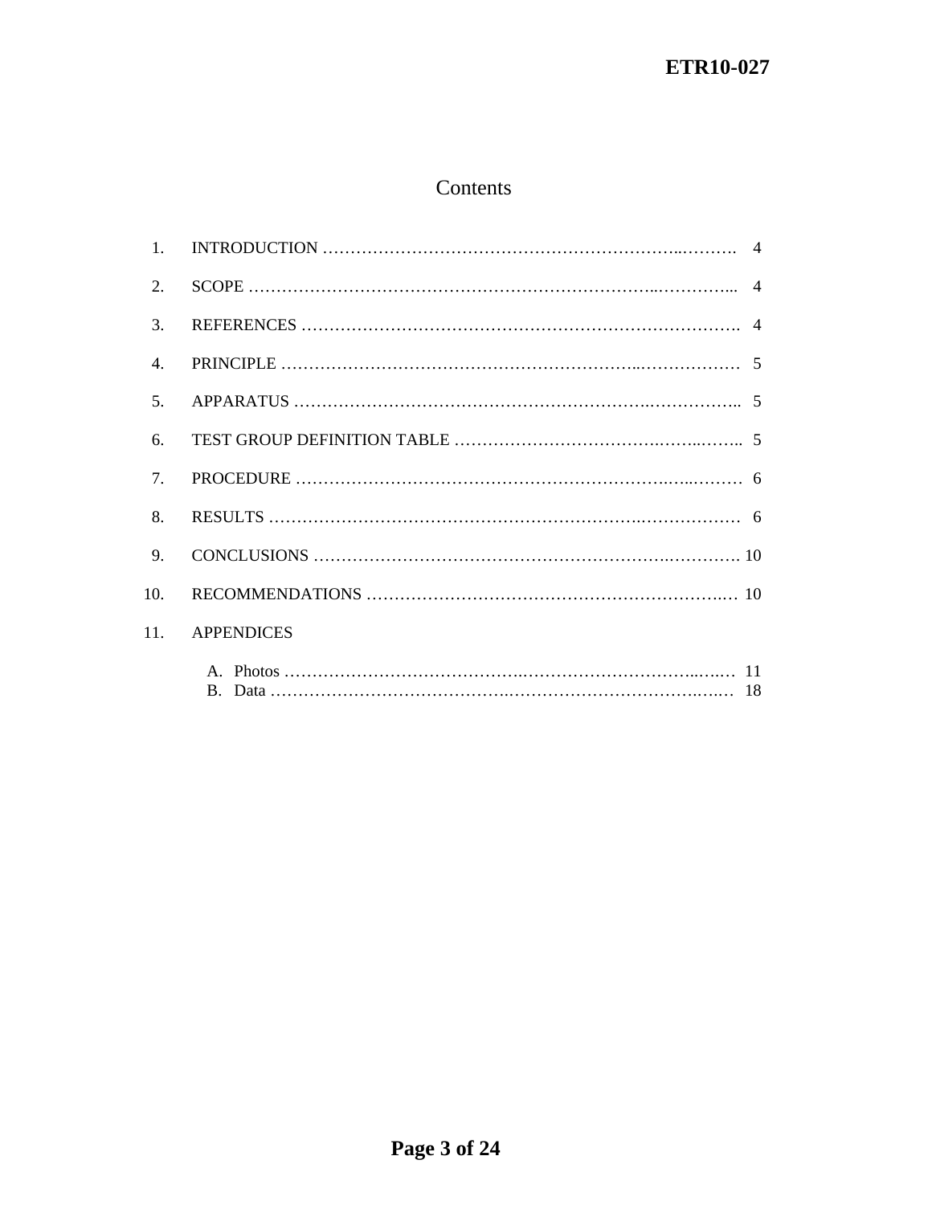# Contents

| | | |
|---|---|---|
| 1. | INTRODUCTION | 4 |
| 2. | SCOPE | 4 |
| 3. | REFERENCES | 4 |
| 4. | PRINCIPLE | 5 |
| 5. | APPARATUS | 5 |
| 6. | TEST GROUP DEFINITION TABLE | 5 |
| 7. | PROCEDURE | 6 |
| 8. | RESULTS | 6 |
| 9. | CONCLUSIONS | 10 |
| 10. | RECOMMENDATIONS | 10 |
| 11. | APPENDICES | |
| | A. Photos | 11 |
| | B. Data | 18 |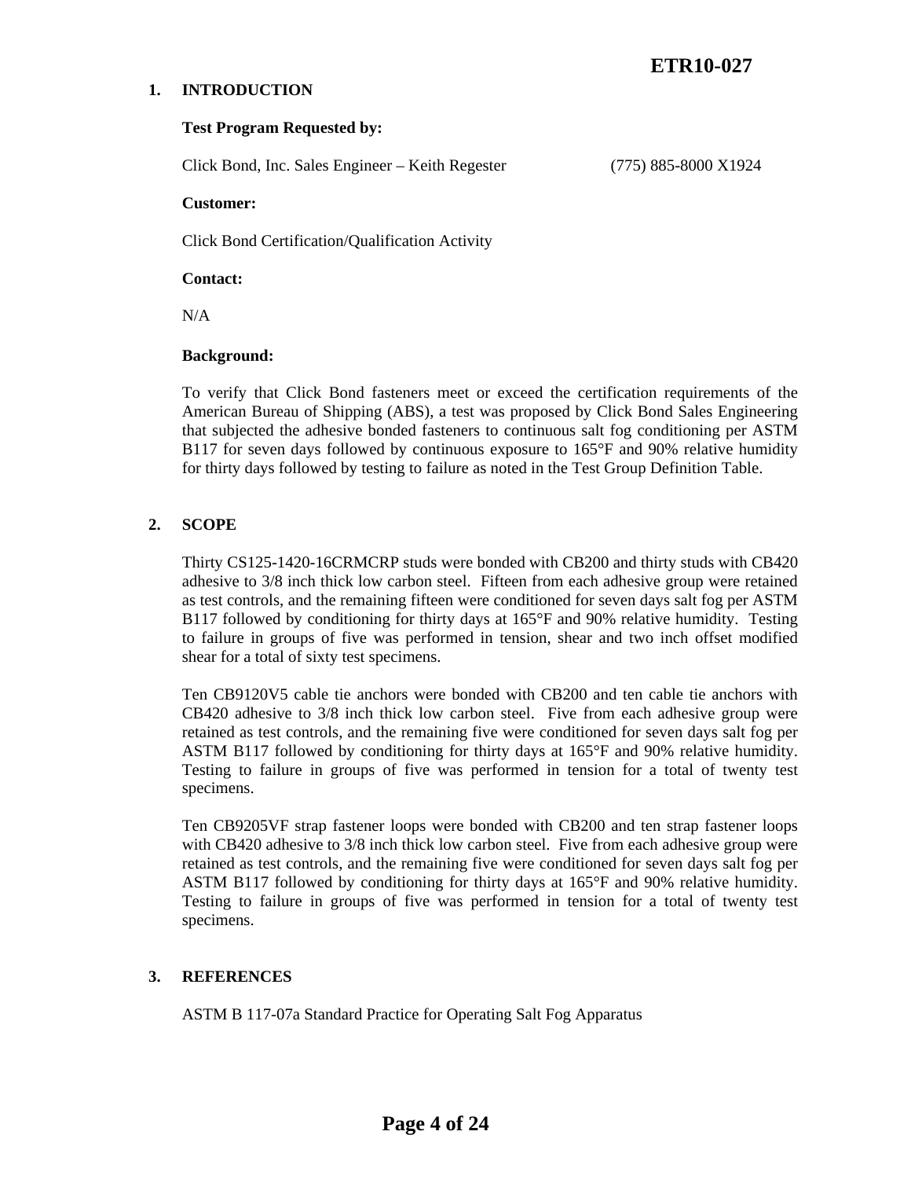## 1. INTRODUCTION

**Test Program Requested by:**

Click Bond, Inc. Sales Engineer – Keith Regester (775) 885-8000 X1924

**Customer:**

Click Bond Certification/Qualification Activity

**Contact:**

N/A

**Background:**

To verify that Click Bond fasteners meet or exceed the certification requirements of the American Bureau of Shipping (ABS), a test was proposed by Click Bond Sales Engineering that subjected the adhesive bonded fasteners to continuous salt fog conditioning per ASTM B117 for seven days followed by continuous exposure to 165°F and 90% relative humidity for thirty days followed by testing to failure as noted in the Test Group Definition Table.

## 2. SCOPE

Thirty CS125-1420-16CRMCRP studs were bonded with CB200 and thirty studs with CB420 adhesive to 3/8 inch thick low carbon steel. Fifteen from each adhesive group were retained as test controls, and the remaining fifteen were conditioned for seven days salt fog per ASTM B117 followed by conditioning for thirty days at 165°F and 90% relative humidity. Testing to failure in groups of five was performed in tension, shear and two inch offset modified shear for a total of sixty test specimens.

Ten CB9120V5 cable tie anchors were bonded with CB200 and ten cable tie anchors with CB420 adhesive to 3/8 inch thick low carbon steel. Five from each adhesive group were retained as test controls, and the remaining five were conditioned for seven days salt fog per ASTM B117 followed by conditioning for thirty days at 165°F and 90% relative humidity. Testing to failure in groups of five was performed in tension for a total of twenty test specimens.

Ten CB9205VF strap fastener loops were bonded with CB200 and ten strap fastener loops with CB420 adhesive to 3/8 inch thick low carbon steel. Five from each adhesive group were retained as test controls, and the remaining five were conditioned for seven days salt fog per ASTM B117 followed by conditioning for thirty days at 165°F and 90% relative humidity. Testing to failure in groups of five was performed in tension for a total of twenty test specimens.

## 3. REFERENCES

ASTM B 117-07a Standard Practice for Operating Salt Fog Apparatus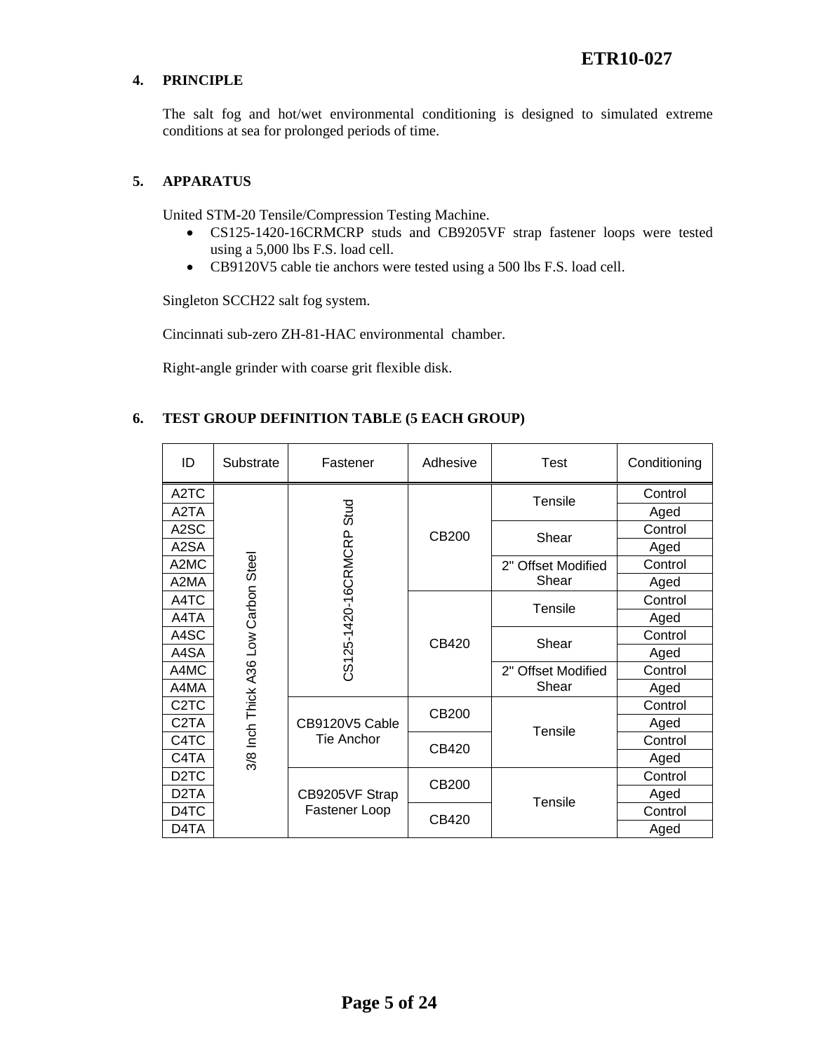## 4. PRINCIPLE

The salt fog and hot/wet environmental conditioning is designed to simulated extreme conditions at sea for prolonged periods of time.

## 5. APPARATUS

United STM-20 Tensile/Compression Testing Machine.

- CS125-1420-16CRMCRP studs and CB9205VF strap fastener loops were tested using a 5,000 lbs F.S. load cell.
- CB9120V5 cable tie anchors were tested using a 500 lbs F.S. load cell.

Singleton SCCH22 salt fog system.

Cincinnati sub-zero ZH-81-HAC environmental chamber.

Right-angle grinder with coarse grit flexible disk.

## 6. TEST GROUP DEFINITION TABLE (5 EACH GROUP)

| ID | Substrate | Fastener | Adhesive | Test | Conditioning |
|---|---|---|---|---|---|
| A2TC | 3/8 Inch Thick A36 Low Carbon Steel | CS125-1420-16CRMCRP Stud | CB200 | Tensile | Control |
| A2TA | | | | | Aged |
| A2SC | | | | Shear | Control |
| A2SA | | | | | Aged |
| A2MC | | | | 2" Offset Modified Shear | Control |
| A2MA | | | | | Aged |
| A4TC | | | CB420 | Tensile | Control |
| A4TA | | | | | Aged |
| A4SC | | | | Shear | Control |
| A4SA | | | | | Aged |
| A4MC | | | | 2" Offset Modified Shear | Control |
| A4MA | | | | | Aged |
| C2TC | | CB9120V5 Cable Tie Anchor | CB200 | Tensile | Control |
| C2TA | | | | | Aged |
| C4TC | | | CB420 | | Control |
| C4TA | | | | | Aged |
| D2TC | | CB9205VF Strap Fastener Loop | CB200 | Tensile | Control |
| D2TA | | | | | Aged |
| D4TC | | | CB420 | | Control |
| D4TA | | | | | Aged |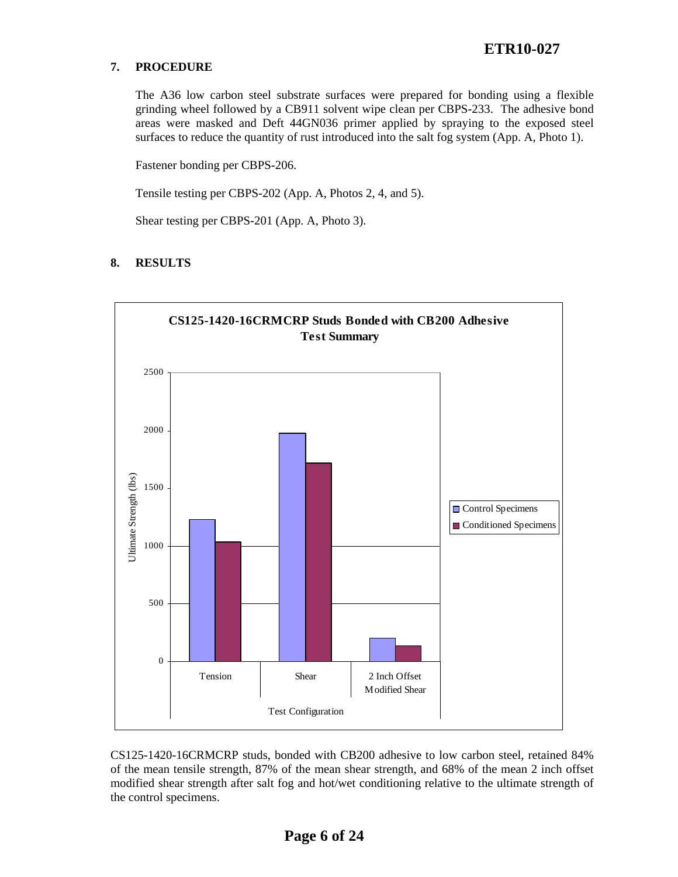## 7. PROCEDURE

The A36 low carbon steel substrate surfaces were prepared for bonding using a flexible grinding wheel followed by a CB911 solvent wipe clean per CBPS-233. The adhesive bond areas were masked and Deft 44GN036 primer applied by spraying to the exposed steel surfaces to reduce the quantity of rust introduced into the salt fog system (App. A, Photo 1).

Fastener bonding per CBPS-206.

Tensile testing per CBPS-202 (App. A, Photos 2, 4, and 5).

Shear testing per CBPS-201 (App. A, Photo 3).

## 8. RESULTS

**CS125-1420-16CRMCRP Studs Bonded with CB200 Adhesive**
**Test Summary**

CS125-1420-16CRMCRP studs, bonded with CB200 adhesive to low carbon steel, retained 84% of the mean tensile strength, 87% of the mean shear strength, and 68% of the mean 2 inch offset modified shear strength after salt fog and hot/wet conditioning relative to the ultimate strength of the control specimens.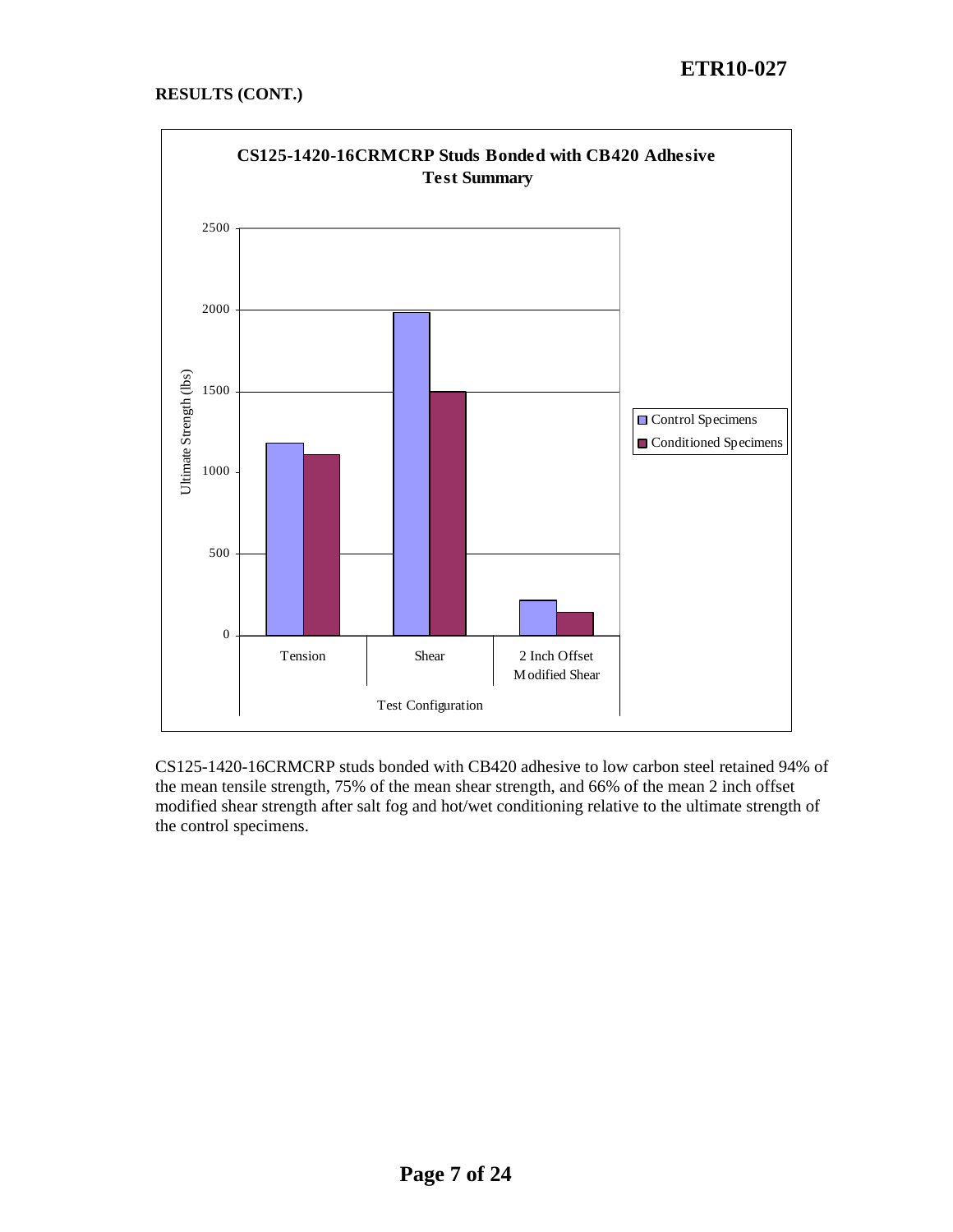**RESULTS (CONT.)**

**CS125-1420-16CRMCRP Studs Bonded with CB420 Adhesive Test Summary**

CS125-1420-16CRMCRP studs bonded with CB420 adhesive to low carbon steel retained 94% of the mean tensile strength, 75% of the mean shear strength, and 66% of the mean 2 inch offset modified shear strength after salt fog and hot/wet conditioning relative to the ultimate strength of the control specimens.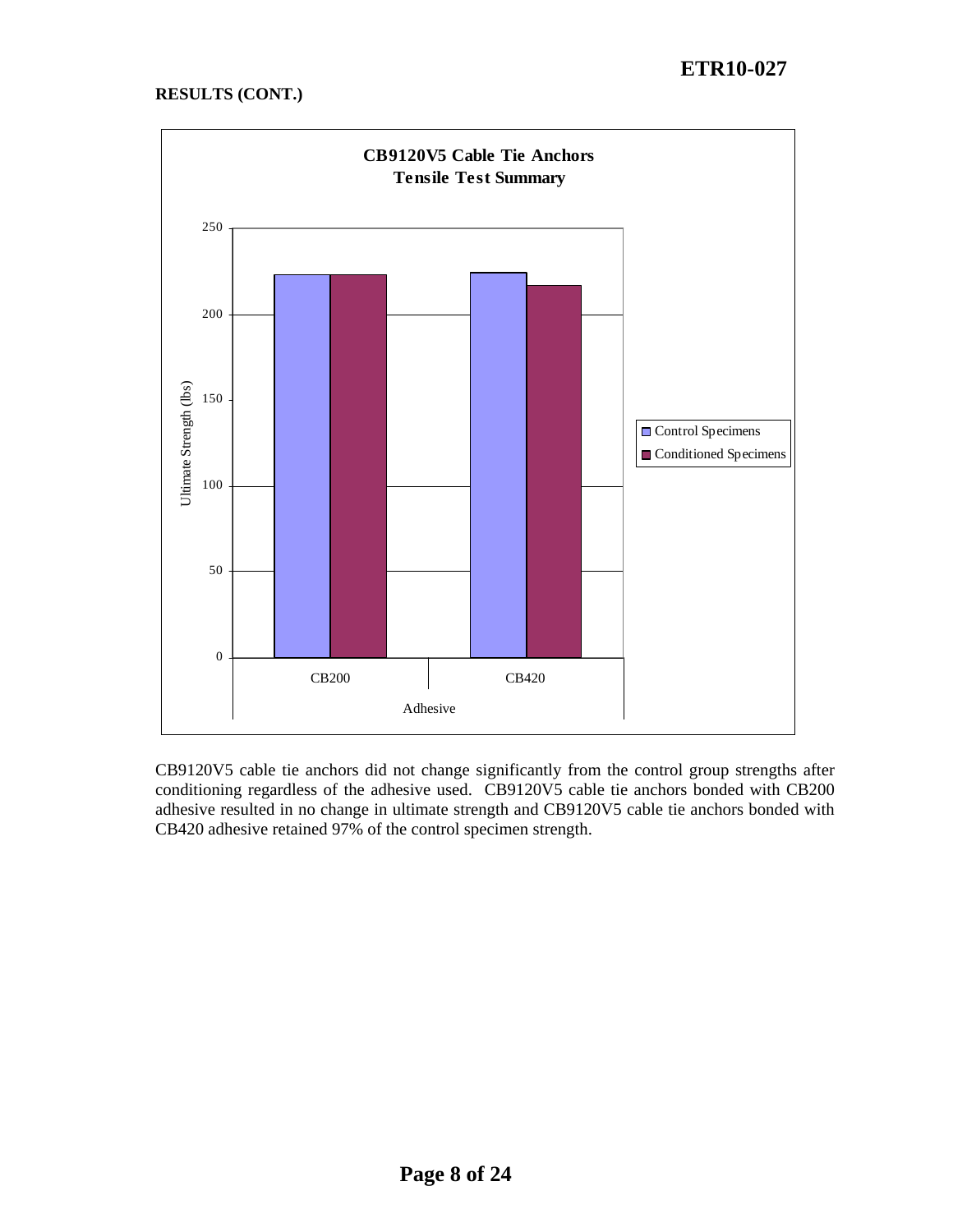**RESULTS (CONT.)**

**CB9120V5 Cable Tie Anchors**
**Tensile Test Summary**

CB9120V5 cable tie anchors did not change significantly from the control group strengths after conditioning regardless of the adhesive used. CB9120V5 cable tie anchors bonded with CB200 adhesive resulted in no change in ultimate strength and CB9120V5 cable tie anchors bonded with CB420 adhesive retained 97% of the control specimen strength.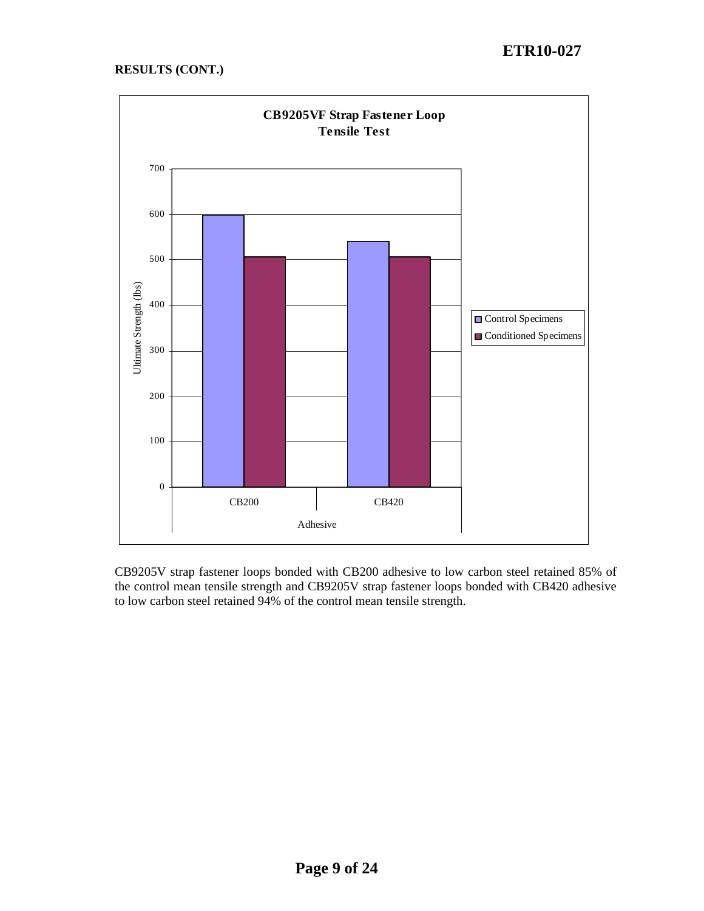**RESULTS (CONT.)**

**CB9205VF Strap Fastener Loop Tensile Test**

CB9205V strap fastener loops bonded with CB200 adhesive to low carbon steel retained 85% of the control mean tensile strength and CB9205V strap fastener loops bonded with CB420 adhesive to low carbon steel retained 94% of the control mean tensile strength.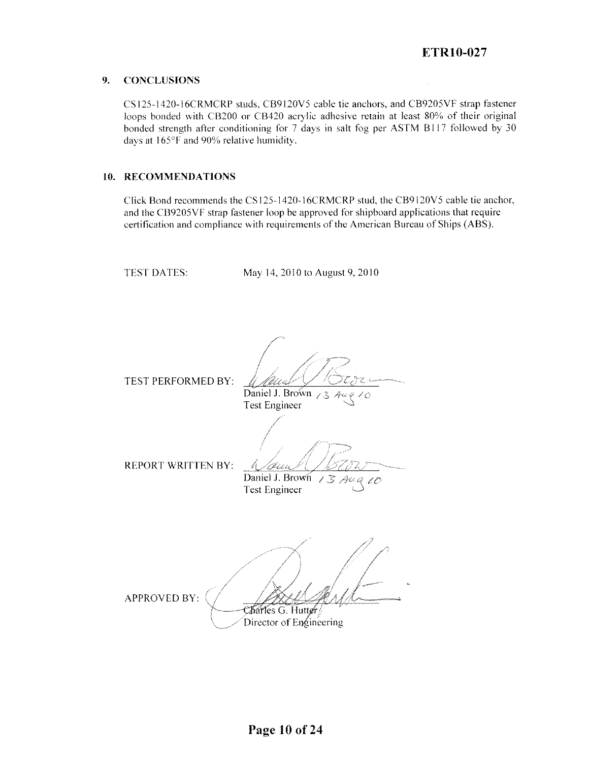## 9. CONCLUSIONS

CS125-1420-16CRMCRP studs, CB9120V5 cable tie anchors, and CB9205VF strap fastener loops bonded with CB200 or CB420 acrylic adhesive retain at least 80% of their original bonded strength after conditioning for 7 days in salt fog per ASTM B117 followed by 30 days at 165°F and 90% relative humidity.

## 10. RECOMMENDATIONS

Click Bond recommends the CS125-1420-16CRMCRP stud, the CB9120V5 cable tie anchor, and the CB9205VF strap fastener loop be approved for shipboard applications that require certification and compliance with requirements of the American Bureau of Ships (ABS).

TEST DATES: May 14, 2010 to August 9, 2010

TEST PERFORMED BY:
Daniel J. Brown 13 Aug 10
Test Engineer

REPORT WRITTEN BY:
Daniel J. Brown 13 Aug 10
Test Engineer

APPROVED BY:
Charles G. Hutter
Director of Engineering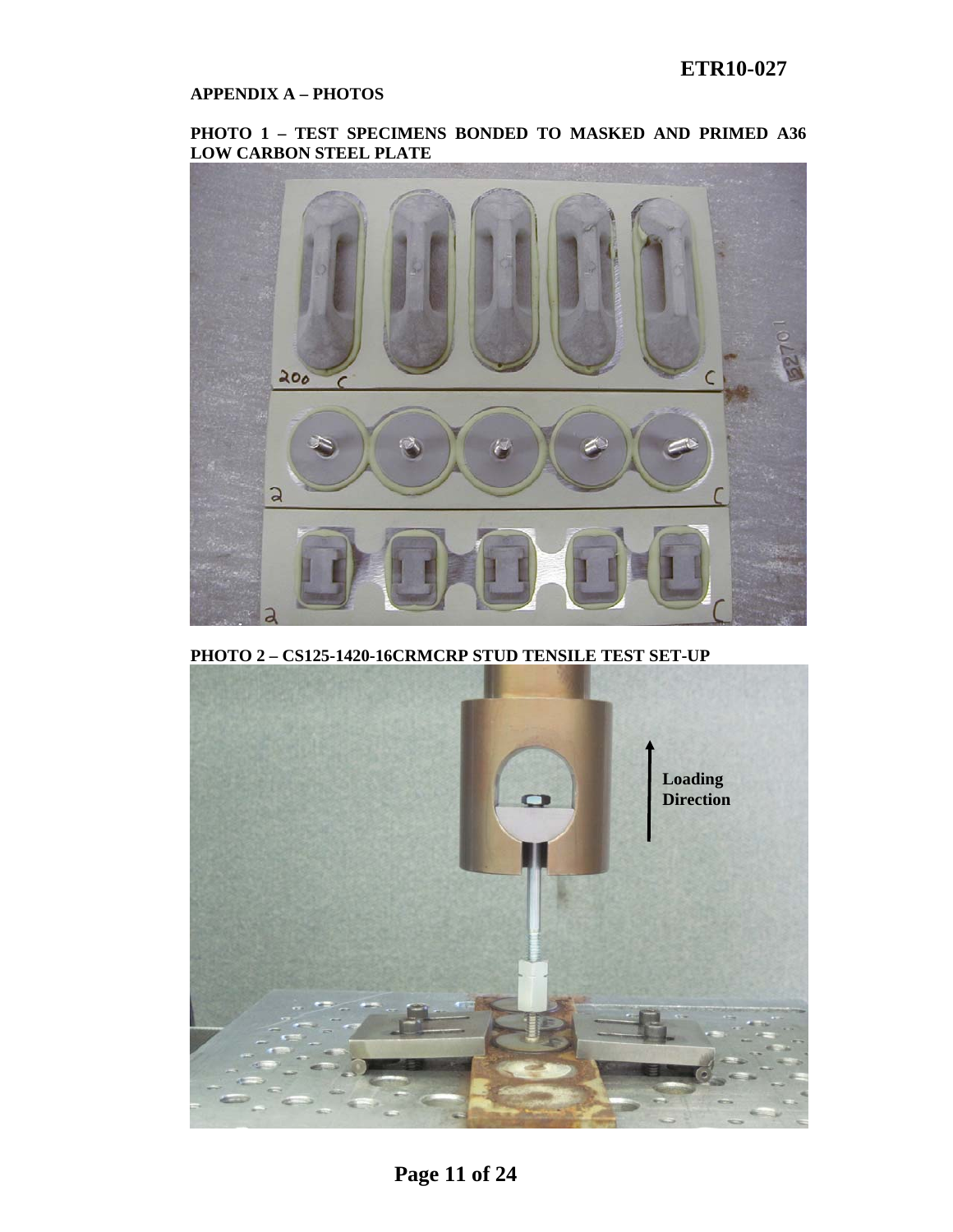## APPENDIX A – PHOTOS

**PHOTO 1 – TEST SPECIMENS BONDED TO MASKED AND PRIMED A36 LOW CARBON STEEL PLATE**

**PHOTO 2 – CS125-1420-16CRMCRP STUD TENSILE TEST SET-UP**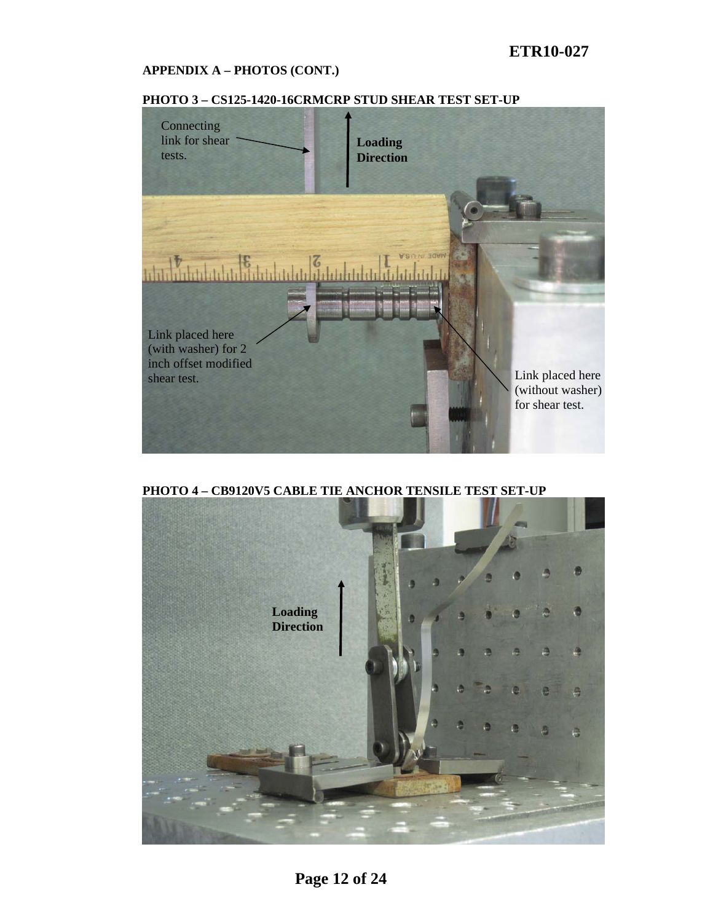## APPENDIX A – PHOTOS (CONT.)

### PHOTO 3 – CS125-1420-16CRMCRP STUD SHEAR TEST SET-UP

Connecting link for shear tests.

**Loading Direction**

Link placed here (with washer) for 2 inch offset modified shear test.

Link placed here (without washer) for shear test.

### PHOTO 4 – CB9120V5 CABLE TIE ANCHOR TENSILE TEST SET-UP

**Loading Direction**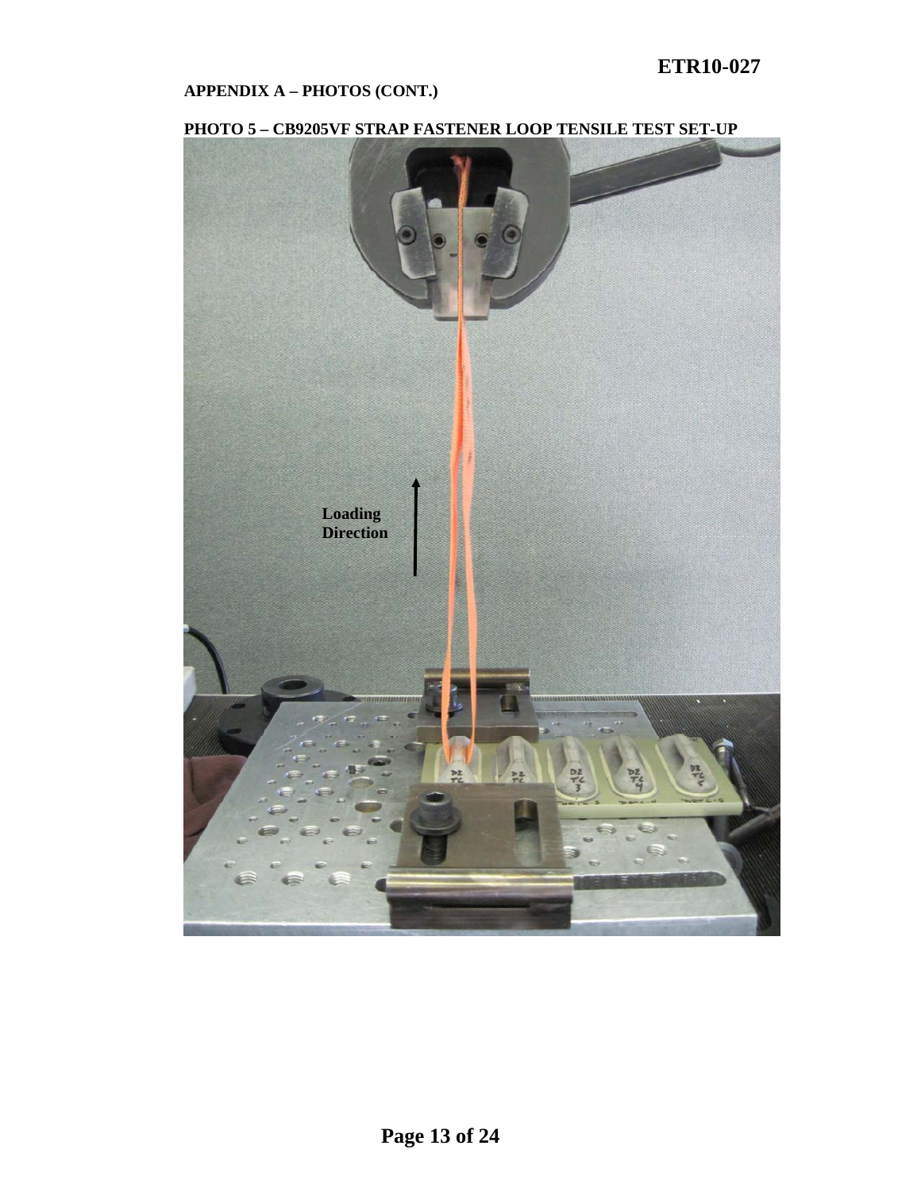## APPENDIX A – PHOTOS (CONT.)

**PHOTO 5 – CB9205VF STRAP FASTENER LOOP TENSILE TEST SET-UP**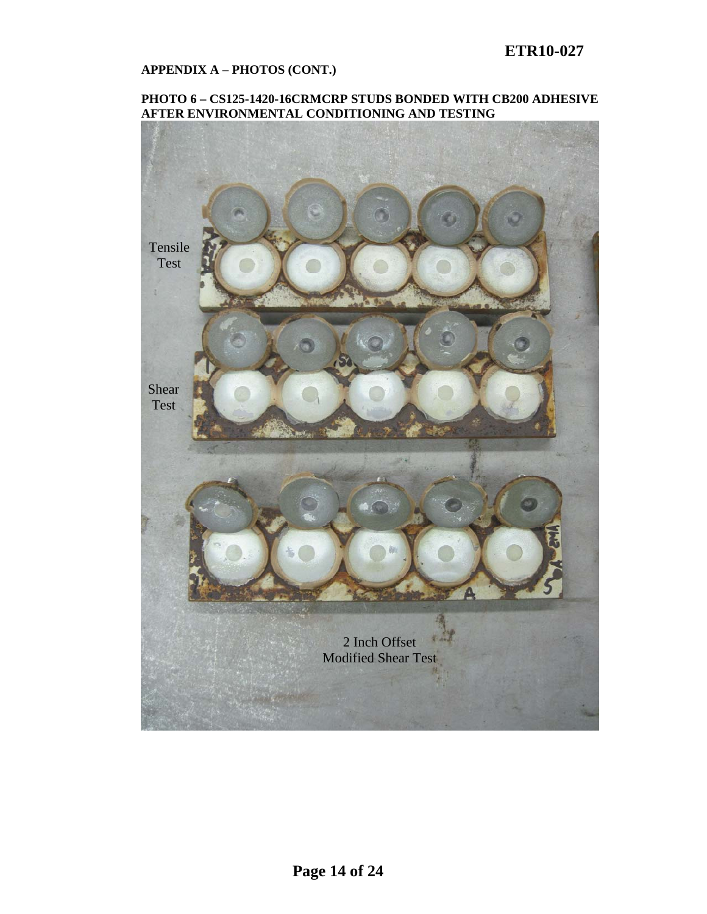## APPENDIX A – PHOTOS (CONT.)

### PHOTO 6 – CS125-1420-16CRMCRP STUDS BONDED WITH CB200 ADHESIVE AFTER ENVIRONMENTAL CONDITIONING AND TESTING

Tensile Test

Shear Test

2 Inch Offset Modified Shear Test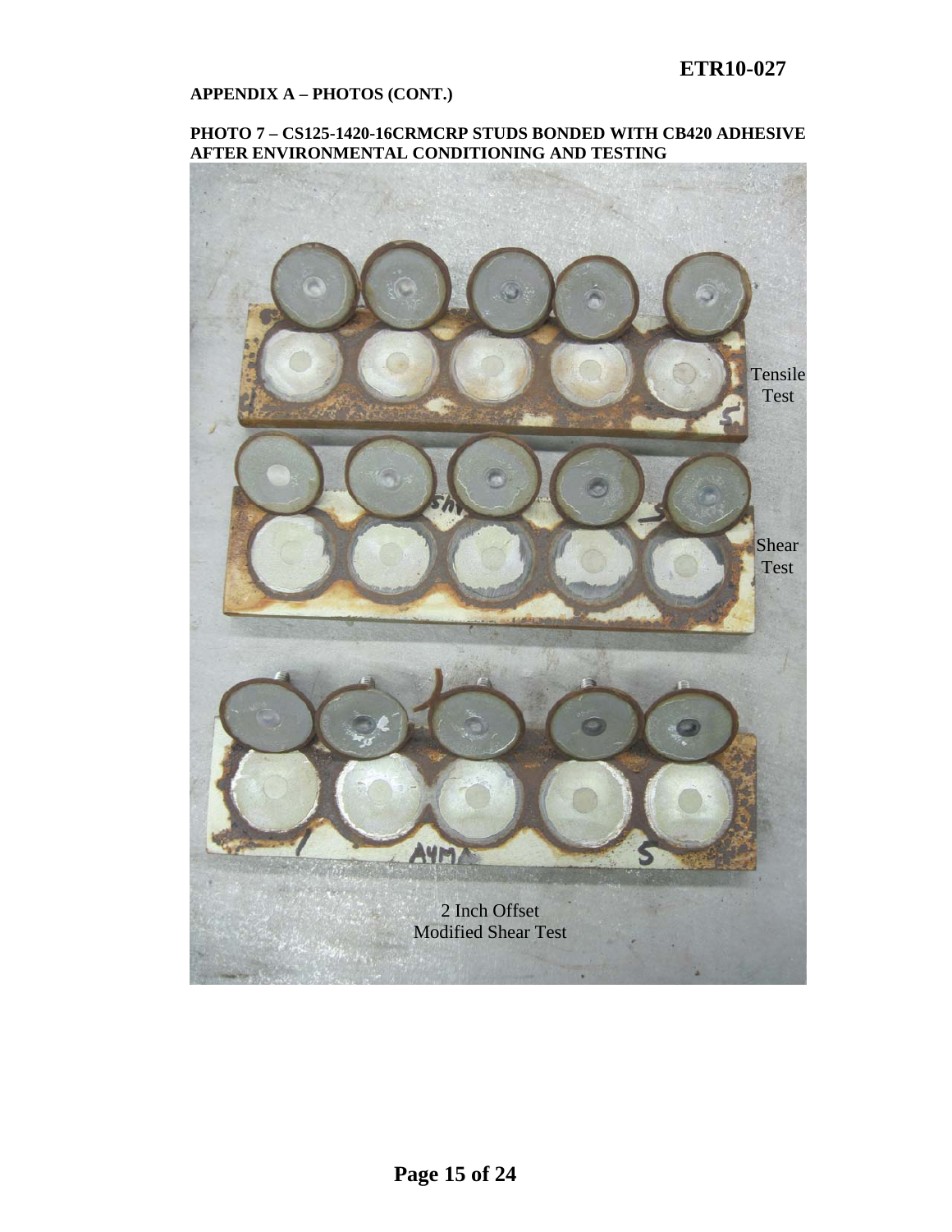**APPENDIX A – PHOTOS (CONT.)**

**PHOTO 7 – CS125-1420-16CRMCRP STUDS BONDED WITH CB420 ADHESIVE AFTER ENVIRONMENTAL CONDITIONING AND TESTING**

Tensile Test

Shear Test

2 Inch Offset Modified Shear Test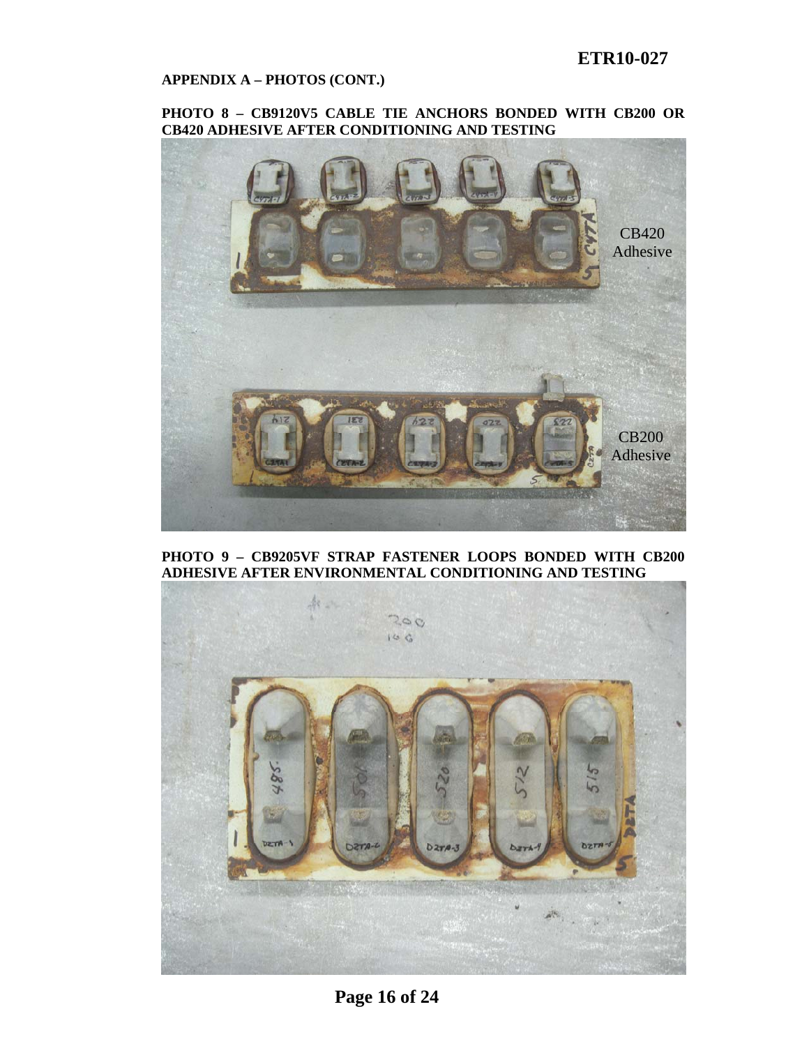**APPENDIX A – PHOTOS (CONT.)**

**PHOTO 8 – CB9120V5 CABLE TIE ANCHORS BONDED WITH CB200 OR CB420 ADHESIVE AFTER CONDITIONING AND TESTING**

CB420 Adhesive

CB200 Adhesive

**PHOTO 9 – CB9205VF STRAP FASTENER LOOPS BONDED WITH CB200 ADHESIVE AFTER ENVIRONMENTAL CONDITIONING AND TESTING**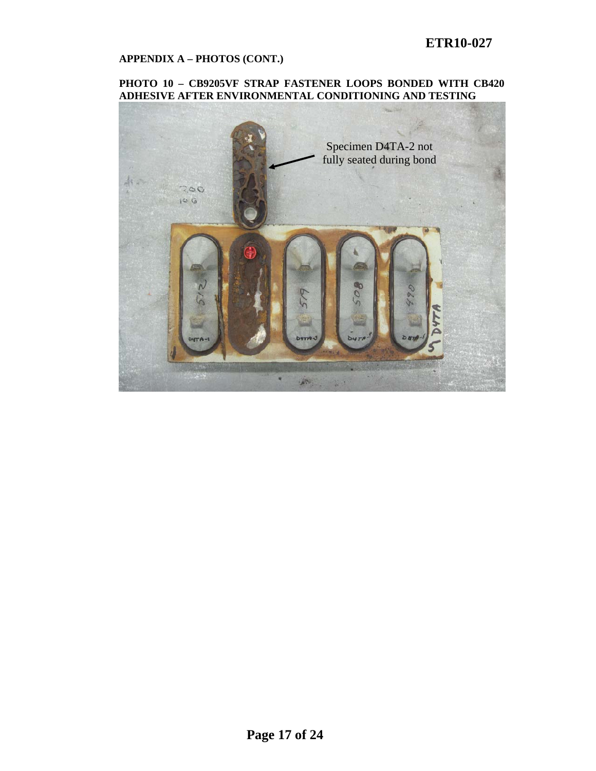**APPENDIX A – PHOTOS (CONT.)**

**PHOTO 10 – CB9205VF STRAP FASTENER LOOPS BONDED WITH CB420 ADHESIVE AFTER ENVIRONMENTAL CONDITIONING AND TESTING**

Specimen D4TA-2 not fully seated during bond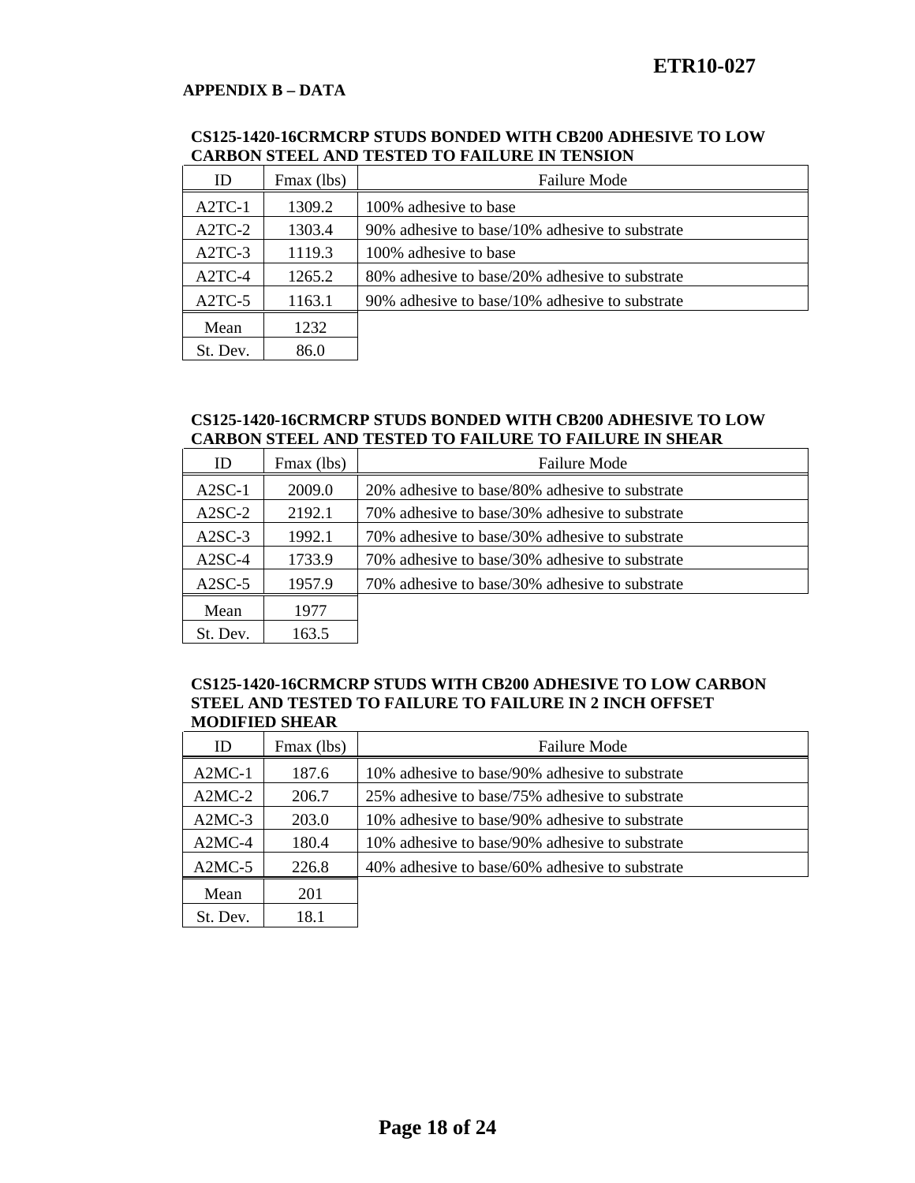## APPENDIX B – DATA

**CS125-1420-16CRMCRP STUDS BONDED WITH CB200 ADHESIVE TO LOW CARBON STEEL AND TESTED TO FAILURE IN TENSION**

| ID | Fmax (lbs) | Failure Mode |
|---|---|---|
| A2TC-1 | 1309.2 | 100% adhesive to base |
| A2TC-2 | 1303.4 | 90% adhesive to base/10% adhesive to substrate |
| A2TC-3 | 1119.3 | 100% adhesive to base |
| A2TC-4 | 1265.2 | 80% adhesive to base/20% adhesive to substrate |
| A2TC-5 | 1163.1 | 90% adhesive to base/10% adhesive to substrate |
| Mean | 1232 | |
| St. Dev. | 86.0 | |

**CS125-1420-16CRMCRP STUDS BONDED WITH CB200 ADHESIVE TO LOW CARBON STEEL AND TESTED TO FAILURE TO FAILURE IN SHEAR**

| ID | Fmax (lbs) | Failure Mode |
|---|---|---|
| A2SC-1 | 2009.0 | 20% adhesive to base/80% adhesive to substrate |
| A2SC-2 | 2192.1 | 70% adhesive to base/30% adhesive to substrate |
| A2SC-3 | 1992.1 | 70% adhesive to base/30% adhesive to substrate |
| A2SC-4 | 1733.9 | 70% adhesive to base/30% adhesive to substrate |
| A2SC-5 | 1957.9 | 70% adhesive to base/30% adhesive to substrate |
| Mean | 1977 | |
| St. Dev. | 163.5 | |

**CS125-1420-16CRMCRP STUDS WITH CB200 ADHESIVE TO LOW CARBON STEEL AND TESTED TO FAILURE TO FAILURE IN 2 INCH OFFSET MODIFIED SHEAR**

| ID | Fmax (lbs) | Failure Mode |
|---|---|---|
| A2MC-1 | 187.6 | 10% adhesive to base/90% adhesive to substrate |
| A2MC-2 | 206.7 | 25% adhesive to base/75% adhesive to substrate |
| A2MC-3 | 203.0 | 10% adhesive to base/90% adhesive to substrate |
| A2MC-4 | 180.4 | 10% adhesive to base/90% adhesive to substrate |
| A2MC-5 | 226.8 | 40% adhesive to base/60% adhesive to substrate |
| Mean | 201 | |
| St. Dev. | 18.1 | |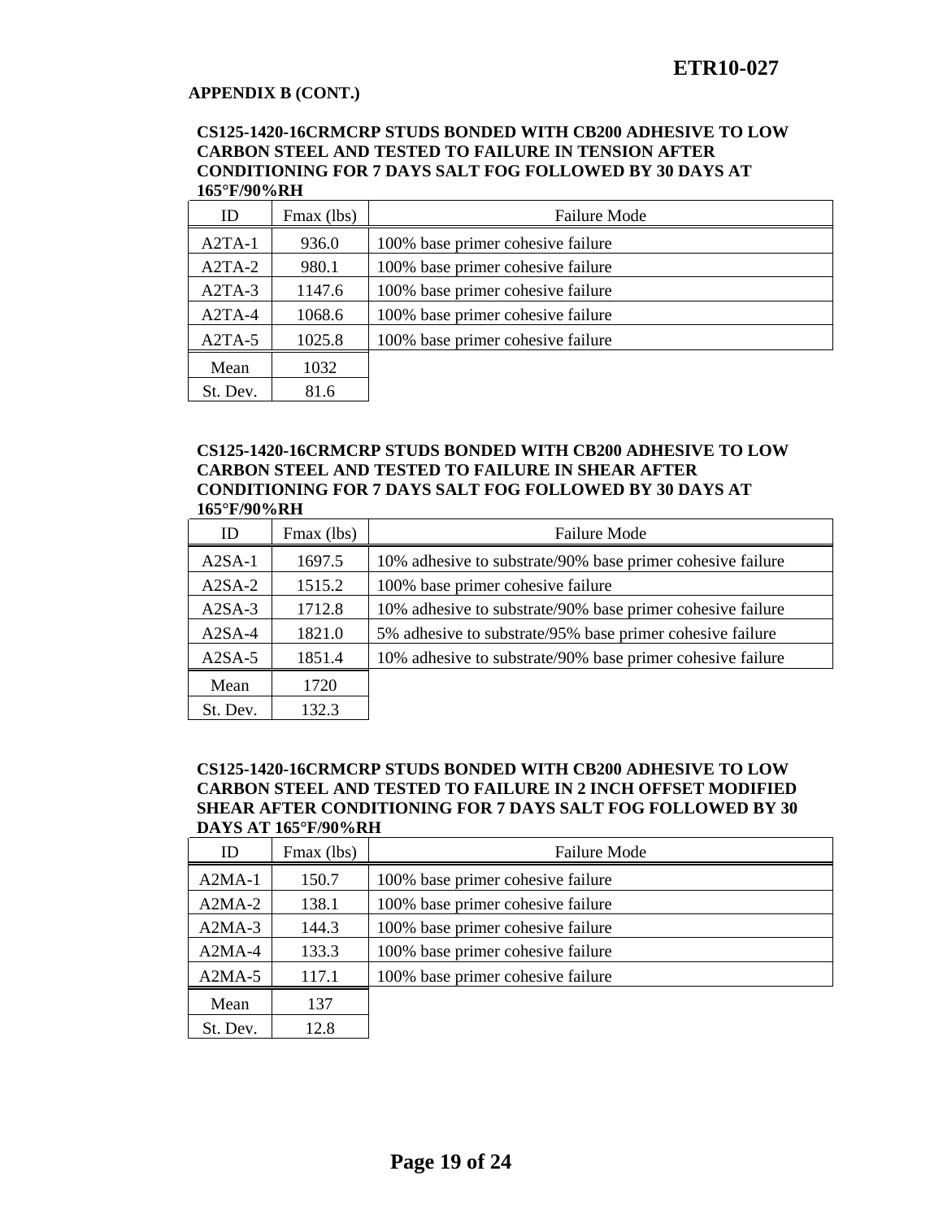**APPENDIX B (CONT.)**

**CS125-1420-16CRMCRP STUDS BONDED WITH CB200 ADHESIVE TO LOW CARBON STEEL AND TESTED TO FAILURE IN TENSION AFTER CONDITIONING FOR 7 DAYS SALT FOG FOLLOWED BY 30 DAYS AT 165°F/90%RH**

| ID | Fmax (lbs) | Failure Mode |
|---|---|---|
| A2TA-1 | 936.0 | 100% base primer cohesive failure |
| A2TA-2 | 980.1 | 100% base primer cohesive failure |
| A2TA-3 | 1147.6 | 100% base primer cohesive failure |
| A2TA-4 | 1068.6 | 100% base primer cohesive failure |
| A2TA-5 | 1025.8 | 100% base primer cohesive failure |
| Mean | 1032 | |
| St. Dev. | 81.6 | |

**CS125-1420-16CRMCRP STUDS BONDED WITH CB200 ADHESIVE TO LOW CARBON STEEL AND TESTED TO FAILURE IN SHEAR AFTER CONDITIONING FOR 7 DAYS SALT FOG FOLLOWED BY 30 DAYS AT 165°F/90%RH**

| ID | Fmax (lbs) | Failure Mode |
|---|---|---|
| A2SA-1 | 1697.5 | 10% adhesive to substrate/90% base primer cohesive failure |
| A2SA-2 | 1515.2 | 100% base primer cohesive failure |
| A2SA-3 | 1712.8 | 10% adhesive to substrate/90% base primer cohesive failure |
| A2SA-4 | 1821.0 | 5% adhesive to substrate/95% base primer cohesive failure |
| A2SA-5 | 1851.4 | 10% adhesive to substrate/90% base primer cohesive failure |
| Mean | 1720 | |
| St. Dev. | 132.3 | |

**CS125-1420-16CRMCRP STUDS BONDED WITH CB200 ADHESIVE TO LOW CARBON STEEL AND TESTED TO FAILURE IN 2 INCH OFFSET MODIFIED SHEAR AFTER CONDITIONING FOR 7 DAYS SALT FOG FOLLOWED BY 30 DAYS AT 165°F/90%RH**

| ID | Fmax (lbs) | Failure Mode |
|---|---|---|
| A2MA-1 | 150.7 | 100% base primer cohesive failure |
| A2MA-2 | 138.1 | 100% base primer cohesive failure |
| A2MA-3 | 144.3 | 100% base primer cohesive failure |
| A2MA-4 | 133.3 | 100% base primer cohesive failure |
| A2MA-5 | 117.1 | 100% base primer cohesive failure |
| Mean | 137 | |
| St. Dev. | 12.8 | |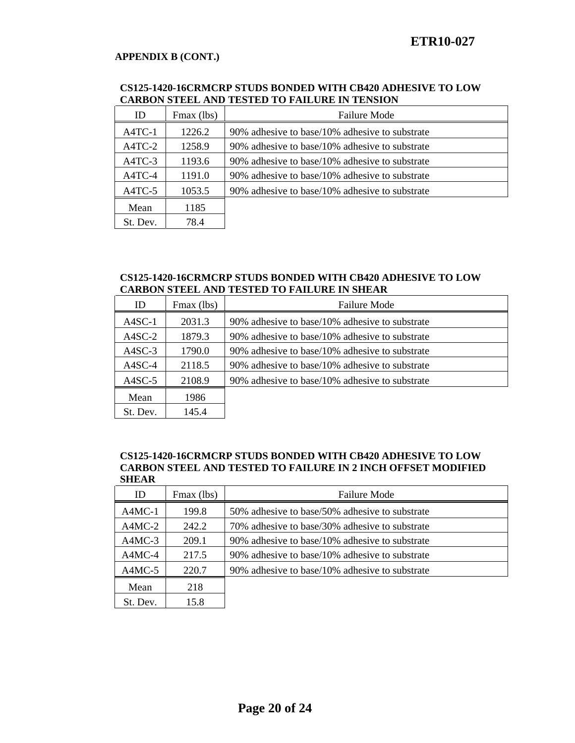**APPENDIX B (CONT.)**

**CS125-1420-16CRMCRP STUDS BONDED WITH CB420 ADHESIVE TO LOW CARBON STEEL AND TESTED TO FAILURE IN TENSION**

| ID | Fmax (lbs) | Failure Mode |
|---|---|---|
| A4TC-1 | 1226.2 | 90% adhesive to base/10% adhesive to substrate |
| A4TC-2 | 1258.9 | 90% adhesive to base/10% adhesive to substrate |
| A4TC-3 | 1193.6 | 90% adhesive to base/10% adhesive to substrate |
| A4TC-4 | 1191.0 | 90% adhesive to base/10% adhesive to substrate |
| A4TC-5 | 1053.5 | 90% adhesive to base/10% adhesive to substrate |
| Mean | 1185 | |
| St. Dev. | 78.4 | |

**CS125-1420-16CRMCRP STUDS BONDED WITH CB420 ADHESIVE TO LOW CARBON STEEL AND TESTED TO FAILURE IN SHEAR**

| ID | Fmax (lbs) | Failure Mode |
|---|---|---|
| A4SC-1 | 2031.3 | 90% adhesive to base/10% adhesive to substrate |
| A4SC-2 | 1879.3 | 90% adhesive to base/10% adhesive to substrate |
| A4SC-3 | 1790.0 | 90% adhesive to base/10% adhesive to substrate |
| A4SC-4 | 2118.5 | 90% adhesive to base/10% adhesive to substrate |
| A4SC-5 | 2108.9 | 90% adhesive to base/10% adhesive to substrate |
| Mean | 1986 | |
| St. Dev. | 145.4 | |

**CS125-1420-16CRMCRP STUDS BONDED WITH CB420 ADHESIVE TO LOW CARBON STEEL AND TESTED TO FAILURE IN 2 INCH OFFSET MODIFIED SHEAR**

| ID | Fmax (lbs) | Failure Mode |
|---|---|---|
| A4MC-1 | 199.8 | 50% adhesive to base/50% adhesive to substrate |
| A4MC-2 | 242.2 | 70% adhesive to base/30% adhesive to substrate |
| A4MC-3 | 209.1 | 90% adhesive to base/10% adhesive to substrate |
| A4MC-4 | 217.5 | 90% adhesive to base/10% adhesive to substrate |
| A4MC-5 | 220.7 | 90% adhesive to base/10% adhesive to substrate |
| Mean | 218 | |
| St. Dev. | 15.8 | |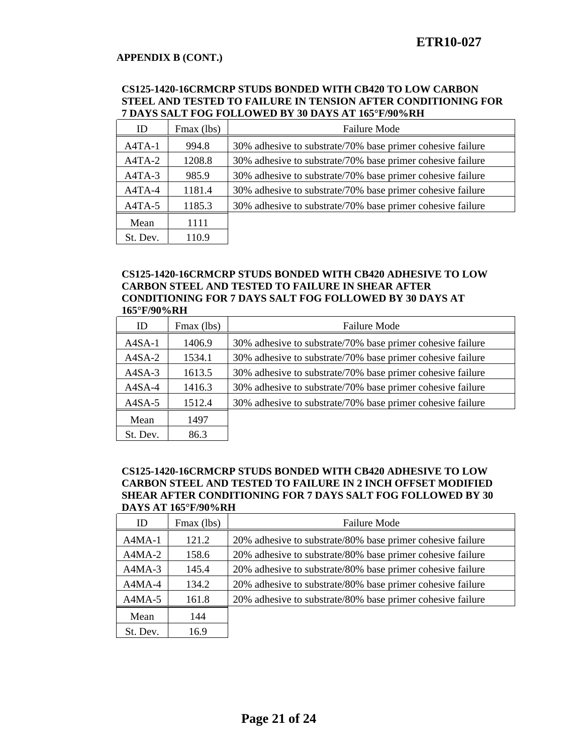**APPENDIX B (CONT.)**

**CS125-1420-16CRMCRP STUDS BONDED WITH CB420 TO LOW CARBON STEEL AND TESTED TO FAILURE IN TENSION AFTER CONDITIONING FOR 7 DAYS SALT FOG FOLLOWED BY 30 DAYS AT 165°F/90%RH**

| ID | Fmax (lbs) | Failure Mode |
|---|---|---|
| A4TA-1 | 994.8 | 30% adhesive to substrate/70% base primer cohesive failure |
| A4TA-2 | 1208.8 | 30% adhesive to substrate/70% base primer cohesive failure |
| A4TA-3 | 985.9 | 30% adhesive to substrate/70% base primer cohesive failure |
| A4TA-4 | 1181.4 | 30% adhesive to substrate/70% base primer cohesive failure |
| A4TA-5 | 1185.3 | 30% adhesive to substrate/70% base primer cohesive failure |
| Mean | 1111 | |
| St. Dev. | 110.9 | |

**CS125-1420-16CRMCRP STUDS BONDED WITH CB420 ADHESIVE TO LOW CARBON STEEL AND TESTED TO FAILURE IN SHEAR AFTER CONDITIONING FOR 7 DAYS SALT FOG FOLLOWED BY 30 DAYS AT 165°F/90%RH**

| ID | Fmax (lbs) | Failure Mode |
|---|---|---|
| A4SA-1 | 1406.9 | 30% adhesive to substrate/70% base primer cohesive failure |
| A4SA-2 | 1534.1 | 30% adhesive to substrate/70% base primer cohesive failure |
| A4SA-3 | 1613.5 | 30% adhesive to substrate/70% base primer cohesive failure |
| A4SA-4 | 1416.3 | 30% adhesive to substrate/70% base primer cohesive failure |
| A4SA-5 | 1512.4 | 30% adhesive to substrate/70% base primer cohesive failure |
| Mean | 1497 | |
| St. Dev. | 86.3 | |

**CS125-1420-16CRMCRP STUDS BONDED WITH CB420 ADHESIVE TO LOW CARBON STEEL AND TESTED TO FAILURE IN 2 INCH OFFSET MODIFIED SHEAR AFTER CONDITIONING FOR 7 DAYS SALT FOG FOLLOWED BY 30 DAYS AT 165°F/90%RH**

| ID | Fmax (lbs) | Failure Mode |
|---|---|---|
| A4MA-1 | 121.2 | 20% adhesive to substrate/80% base primer cohesive failure |
| A4MA-2 | 158.6 | 20% adhesive to substrate/80% base primer cohesive failure |
| A4MA-3 | 145.4 | 20% adhesive to substrate/80% base primer cohesive failure |
| A4MA-4 | 134.2 | 20% adhesive to substrate/80% base primer cohesive failure |
| A4MA-5 | 161.8 | 20% adhesive to substrate/80% base primer cohesive failure |
| Mean | 144 | |
| St. Dev. | 16.9 | |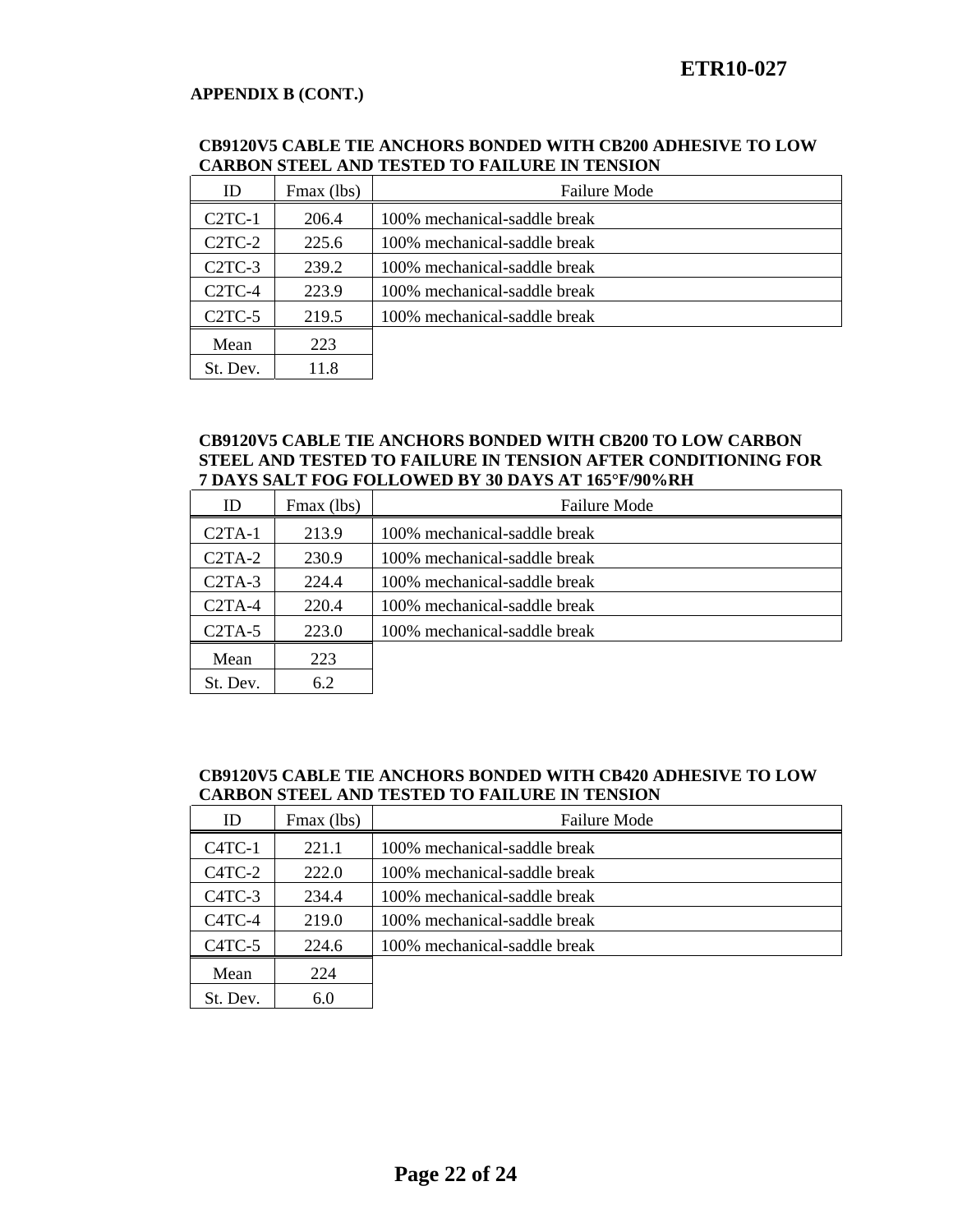**APPENDIX B (CONT.)**

**CB9120V5 CABLE TIE ANCHORS BONDED WITH CB200 ADHESIVE TO LOW CARBON STEEL AND TESTED TO FAILURE IN TENSION**

| ID | Fmax (lbs) | Failure Mode |
|---|---|---|
| C2TC-1 | 206.4 | 100% mechanical-saddle break |
| C2TC-2 | 225.6 | 100% mechanical-saddle break |
| C2TC-3 | 239.2 | 100% mechanical-saddle break |
| C2TC-4 | 223.9 | 100% mechanical-saddle break |
| C2TC-5 | 219.5 | 100% mechanical-saddle break |
| Mean | 223 | |
| St. Dev. | 11.8 | |

**CB9120V5 CABLE TIE ANCHORS BONDED WITH CB200 TO LOW CARBON STEEL AND TESTED TO FAILURE IN TENSION AFTER CONDITIONING FOR 7 DAYS SALT FOG FOLLOWED BY 30 DAYS AT 165°F/90%RH**

| ID | Fmax (lbs) | Failure Mode |
|---|---|---|
| C2TA-1 | 213.9 | 100% mechanical-saddle break |
| C2TA-2 | 230.9 | 100% mechanical-saddle break |
| C2TA-3 | 224.4 | 100% mechanical-saddle break |
| C2TA-4 | 220.4 | 100% mechanical-saddle break |
| C2TA-5 | 223.0 | 100% mechanical-saddle break |
| Mean | 223 | |
| St. Dev. | 6.2 | |

**CB9120V5 CABLE TIE ANCHORS BONDED WITH CB420 ADHESIVE TO LOW CARBON STEEL AND TESTED TO FAILURE IN TENSION**

| ID | Fmax (lbs) | Failure Mode |
|---|---|---|
| C4TC-1 | 221.1 | 100% mechanical-saddle break |
| C4TC-2 | 222.0 | 100% mechanical-saddle break |
| C4TC-3 | 234.4 | 100% mechanical-saddle break |
| C4TC-4 | 219.0 | 100% mechanical-saddle break |
| C4TC-5 | 224.6 | 100% mechanical-saddle break |
| Mean | 224 | |
| St. Dev. | 6.0 | |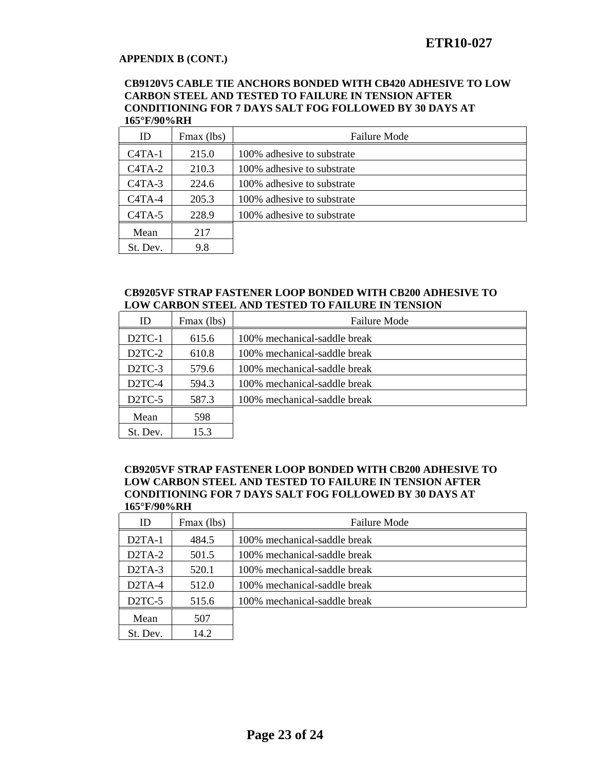APPENDIX B (CONT.)

**CB9120V5 CABLE TIE ANCHORS BONDED WITH CB420 ADHESIVE TO LOW CARBON STEEL AND TESTED TO FAILURE IN TENSION AFTER CONDITIONING FOR 7 DAYS SALT FOG FOLLOWED BY 30 DAYS AT 165°F/90%RH**

| ID | Fmax (lbs) | Failure Mode |
|---|---|---|
| C4TA-1 | 215.0 | 100% adhesive to substrate |
| C4TA-2 | 210.3 | 100% adhesive to substrate |
| C4TA-3 | 224.6 | 100% adhesive to substrate |
| C4TA-4 | 205.3 | 100% adhesive to substrate |
| C4TA-5 | 228.9 | 100% adhesive to substrate |
| Mean | 217 | |
| St. Dev. | 9.8 | |

**CB9205VF STRAP FASTENER LOOP BONDED WITH CB200 ADHESIVE TO LOW CARBON STEEL AND TESTED TO FAILURE IN TENSION**

| ID | Fmax (lbs) | Failure Mode |
|---|---|---|
| D2TC-1 | 615.6 | 100% mechanical-saddle break |
| D2TC-2 | 610.8 | 100% mechanical-saddle break |
| D2TC-3 | 579.6 | 100% mechanical-saddle break |
| D2TC-4 | 594.3 | 100% mechanical-saddle break |
| D2TC-5 | 587.3 | 100% mechanical-saddle break |
| Mean | 598 | |
| St. Dev. | 15.3 | |

**CB9205VF STRAP FASTENER LOOP BONDED WITH CB200 ADHESIVE TO LOW CARBON STEEL AND TESTED TO FAILURE IN TENSION AFTER CONDITIONING FOR 7 DAYS SALT FOG FOLLOWED BY 30 DAYS AT 165°F/90%RH**

| ID | Fmax (lbs) | Failure Mode |
|---|---|---|
| D2TA-1 | 484.5 | 100% mechanical-saddle break |
| D2TA-2 | 501.5 | 100% mechanical-saddle break |
| D2TA-3 | 520.1 | 100% mechanical-saddle break |
| D2TA-4 | 512.0 | 100% mechanical-saddle break |
| D2TC-5 | 515.6 | 100% mechanical-saddle break |
| Mean | 507 | |
| St. Dev. | 14.2 | |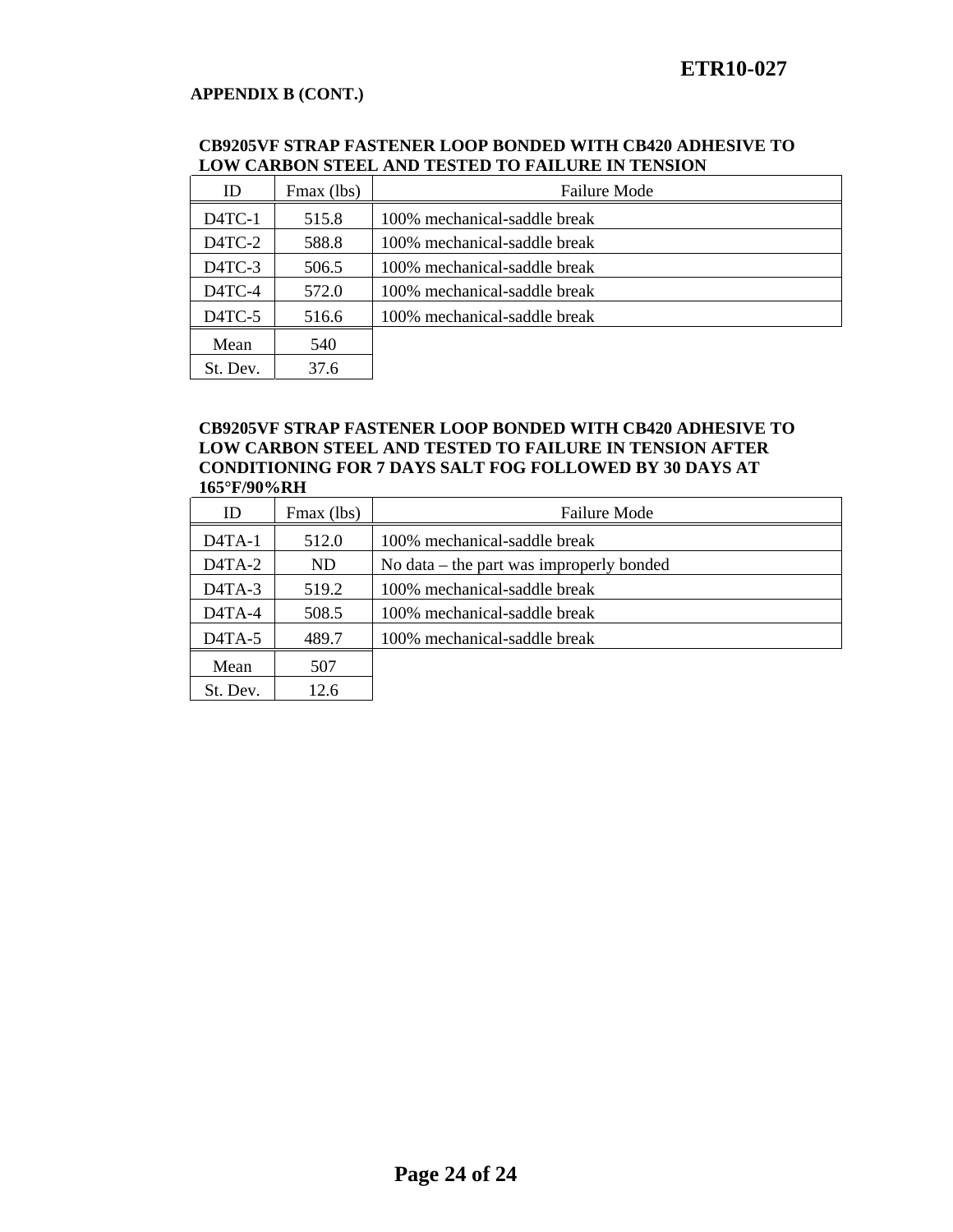**APPENDIX B (CONT.)**

**CB9205VF STRAP FASTENER LOOP BONDED WITH CB420 ADHESIVE TO LOW CARBON STEEL AND TESTED TO FAILURE IN TENSION**

| ID | Fmax (lbs) | Failure Mode |
|---|---|---|
| D4TC-1 | 515.8 | 100% mechanical-saddle break |
| D4TC-2 | 588.8 | 100% mechanical-saddle break |
| D4TC-3 | 506.5 | 100% mechanical-saddle break |
| D4TC-4 | 572.0 | 100% mechanical-saddle break |
| D4TC-5 | 516.6 | 100% mechanical-saddle break |
| Mean | 540 | |
| St. Dev. | 37.6 | |

**CB9205VF STRAP FASTENER LOOP BONDED WITH CB420 ADHESIVE TO LOW CARBON STEEL AND TESTED TO FAILURE IN TENSION AFTER CONDITIONING FOR 7 DAYS SALT FOG FOLLOWED BY 30 DAYS AT 165°F/90%RH**

| ID | Fmax (lbs) | Failure Mode |
|---|---|---|
| D4TA-1 | 512.0 | 100% mechanical-saddle break |
| D4TA-2 | ND | No data – the part was improperly bonded |
| D4TA-3 | 519.2 | 100% mechanical-saddle break |
| D4TA-4 | 508.5 | 100% mechanical-saddle break |
| D4TA-5 | 489.7 | 100% mechanical-saddle break |
| Mean | 507 | |
| St. Dev. | 12.6 | |